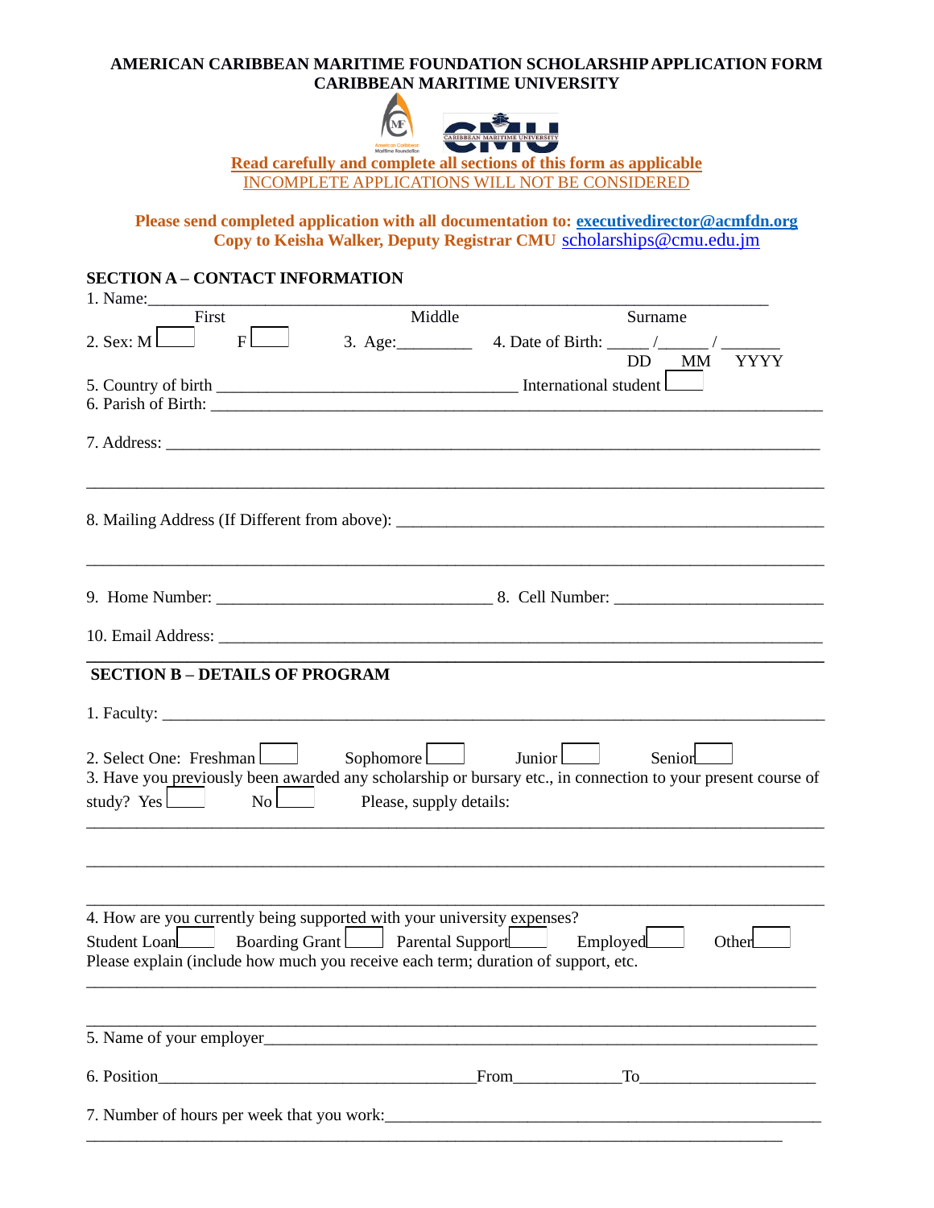**AMERICAN CARIBBEAN MARITIME FOUNDATION SCHOLARSHIP APPLICATION FORM**
**CARIBBEAN MARITIME UNIVERSITY**

**Read carefully and complete all sections of this form as applicable**
INCOMPLETE APPLICATIONS WILL NOT BE CONSIDERED

**Please send completed application with all documentation to: executivedirector@acmfdn.org**
**Copy to Keisha Walker, Deputy Registrar CMU** scholarships@cmu.edu.jm

## SECTION A – CONTACT INFORMATION

1. Name:______________________________________________________________________
First Middle Surname

2. Sex: M ☐ F ☐ 3. Age:_________ 4. Date of Birth: _____ /______ / _______
DD MM YYYY

5. Country of birth ___________________________________ International student ☐

6. Parish of Birth: ___________________________________________________________________________

7. Address: ___________________________________________________________________________

_______________________________________________________________________________________

8. Mailing Address (If Different from above): _____________________________________________________

_______________________________________________________________________________________

9. Home Number: _________________________________ 8. Cell Number: ________________________

10. Email Address: ___________________________________________________________________________

## SECTION B – DETAILS OF PROGRAM

1. Faculty: ___________________________________________________________________________

2. Select One: Freshman ☐ Sophomore ☐ Junior ☐ Senior ☐

3. Have you previously been awarded any scholarship or bursary etc., in connection to your present course of study? Yes ☐ No ☐ Please, supply details:

_______________________________________________________________________________________

_______________________________________________________________________________________

_______________________________________________________________________________________

4. How are you currently being supported with your university expenses?
Student Loan ☐ Boarding Grant ☐ Parental Support ☐ Employed ☐ Other ☐
Please explain (include how much you receive each term; duration of support, etc.

_______________________________________________________________________________________

_______________________________________________________________________________________

5. Name of your employer_________________________________________________________________

6. Position______________________________________From_____________To_____________________

7. Number of hours per week that you work:_____________________________________________________

_______________________________________________________________________________________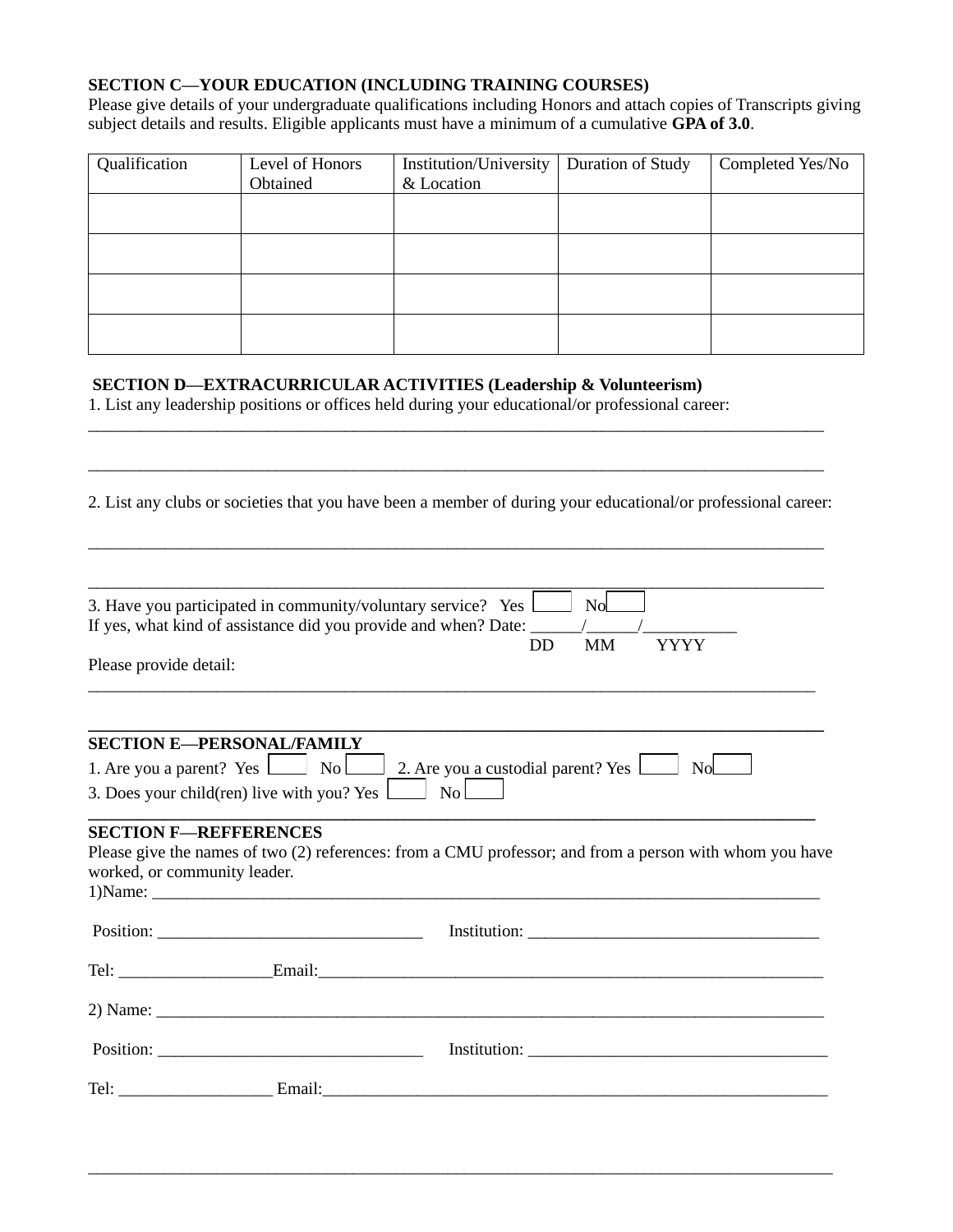**SECTION C—YOUR EDUCATION (INCLUDING TRAINING COURSES)**

Please give details of your undergraduate qualifications including Honors and attach copies of Transcripts giving subject details and results. Eligible applicants must have a minimum of a cumulative **GPA of 3.0**.

| Qualification | Level of Honors Obtained | Institution/University & Location | Duration of Study | Completed Yes/No |
|---|---|---|---|---|
| | | | | |
| | | | | |
| | | | | |
| | | | | |

**SECTION D—EXTRACURRICULAR ACTIVITIES (Leadership & Volunteerism)**

1. List any leadership positions or offices held during your educational/or professional career:

_______________________________________________________________________________________

_______________________________________________________________________________________

2. List any clubs or societies that you have been a member of during your educational/or professional career:

_______________________________________________________________________________________

_______________________________________________________________________________________

3. Have you participated in community/voluntary service? Yes ☐ No ☐

If yes, what kind of assistance did you provide and when? Date: ______/______/___________
DD MM YYYY

Please provide detail:

_______________________________________________________________________________________

**SECTION E—PERSONAL/FAMILY**

1. Are you a parent? Yes ☐ No ☐ 2. Are you a custodial parent? Yes ☐ No ☐

3. Does your child(ren) live with you? Yes ☐ No ☐

**SECTION F—REFFERENCES**

Please give the names of two (2) references: from a CMU professor; and from a person with whom you have worked, or community leader.

1)Name: _______________________________________________________________________________

Position: _______________________________ Institution: __________________________________

Tel: _________________Email:____________________________________________________________

2) Name: _______________________________________________________________________________

Position: _______________________________ Institution: ___________________________________

Tel: __________________ Email:___________________________________________________________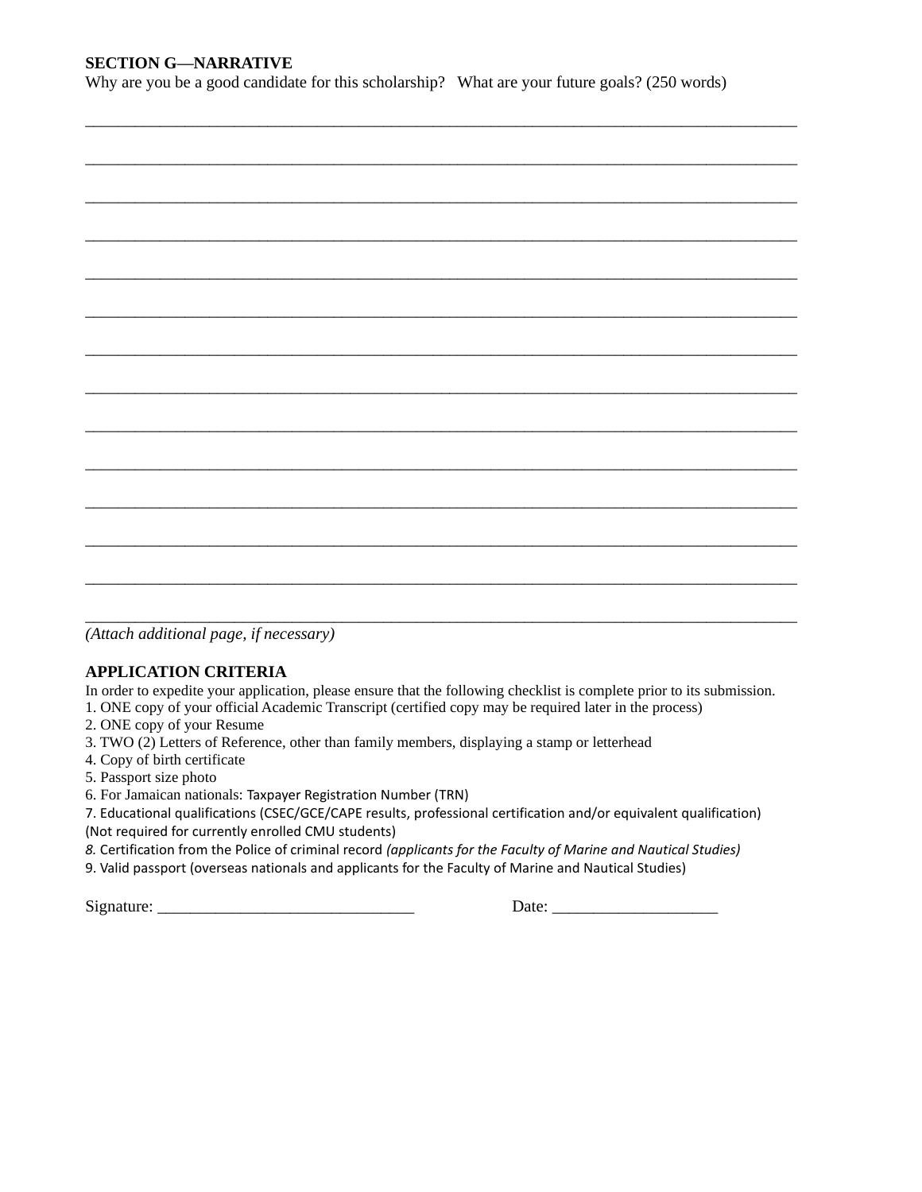**SECTION G—NARRATIVE**

Why are you be a good candidate for this scholarship? What are your future goals? (250 words)

______________________________________________________________________________

______________________________________________________________________________

______________________________________________________________________________

______________________________________________________________________________

______________________________________________________________________________

______________________________________________________________________________

______________________________________________________________________________

______________________________________________________________________________

______________________________________________________________________________

______________________________________________________________________________

______________________________________________________________________________

______________________________________________________________________________

______________________________________________________________________________

______________________________________________________________________________

*(Attach additional page, if necessary)*

**APPLICATION CRITERIA**

In order to expedite your application, please ensure that the following checklist is complete prior to its submission.

1. ONE copy of your official Academic Transcript (certified copy may be required later in the process)
2. ONE copy of your Resume
3. TWO (2) Letters of Reference, other than family members, displaying a stamp or letterhead
4. Copy of birth certificate
5. Passport size photo
6. For Jamaican nationals: Taxpayer Registration Number (TRN)
7. Educational qualifications (CSEC/GCE/CAPE results, professional certification and/or equivalent qualification) (Not required for currently enrolled CMU students)
8. Certification from the Police of criminal record *(applicants for the Faculty of Marine and Nautical Studies)*
9. Valid passport (overseas nationals and applicants for the Faculty of Marine and Nautical Studies)

Signature: _______________________________ Date: ____________________